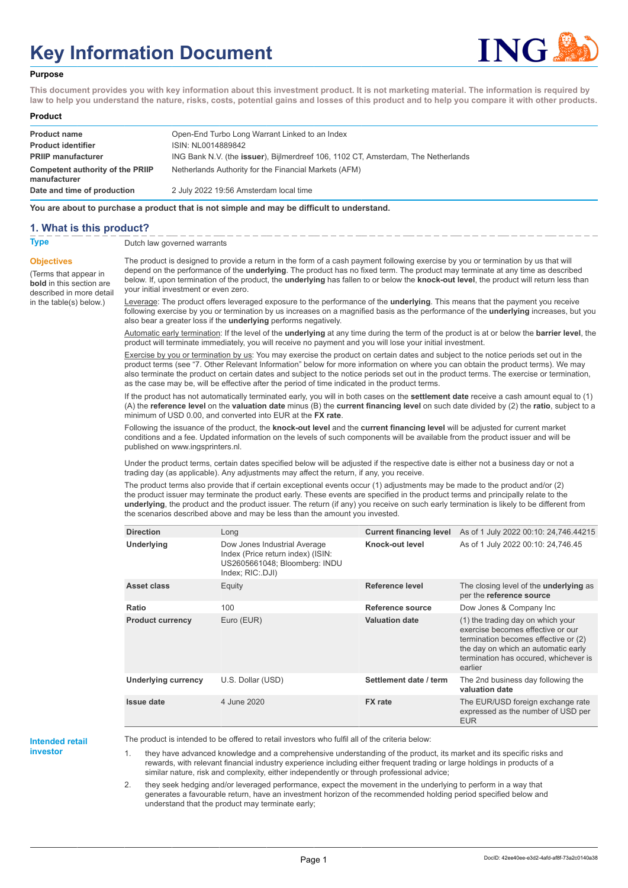# Key Information Document

**Purpose**

**This document provides you with key information about this investment product. It is not marketing material. The information is required by law to help you understand the nature, risks, costs, potential gains and losses of this product and to help you compare it with other products.**

**Product**

| | |
|---|---|
| **Product name** | Open-End Turbo Long Warrant Linked to an Index |
| **Product identifier** | ISIN: NL0014889842 |
| **PRIIP manufacturer** | ING Bank N.V. (the **issuer**), Bijlmerdreef 106, 1102 CT, Amsterdam, The Netherlands |
| **Competent authority of the PRIIP manufacturer** | Netherlands Authority for the Financial Markets (AFM) |
| **Date and time of production** | 2 July 2022 19:56 Amsterdam local time |

**You are about to purchase a product that is not simple and may be difficult to understand.**

## 1. What is this product?

**Type**

Dutch law governed warrants

**Objectives**

(Terms that appear in **bold** in this section are described in more detail in the table(s) below.)

The product is designed to provide a return in the form of a cash payment following exercise by you or termination by us that will depend on the performance of the **underlying**. The product has no fixed term. The product may terminate at any time as described below. If, upon termination of the product, the **underlying** has fallen to or below the **knock-out level**, the product will return less than your initial investment or even zero.

Leverage: The product offers leveraged exposure to the performance of the **underlying**. This means that the payment you receive following exercise by you or termination by us increases on a magnified basis as the performance of the **underlying** increases, but you also bear a greater loss if the **underlying** performs negatively.

Automatic early termination: If the level of the **underlying** at any time during the term of the product is at or below the **barrier level**, the product will terminate immediately, you will receive no payment and you will lose your initial investment.

Exercise by you or termination by us: You may exercise the product on certain dates and subject to the notice periods set out in the product terms (see "7. Other Relevant Information" below for more information on where you can obtain the product terms). We may also terminate the product on certain dates and subject to the notice periods set out in the product terms. The exercise or termination, as the case may be, will be effective after the period of time indicated in the product terms.

If the product has not automatically terminated early, you will in both cases on the **settlement date** receive a cash amount equal to (1) (A) the **reference level** on the **valuation date** minus (B) the **current financing level** on such date divided by (2) the **ratio**, subject to a minimum of USD 0.00, and converted into EUR at the **FX rate**.

Following the issuance of the product, the **knock-out level** and the **current financing level** will be adjusted for current market conditions and a fee. Updated information on the levels of such components will be available from the product issuer and will be published on www.ingsprinters.nl.

Under the product terms, certain dates specified below will be adjusted if the respective date is either not a business day or not a trading day (as applicable). Any adjustments may affect the return, if any, you receive.

The product terms also provide that if certain exceptional events occur (1) adjustments may be made to the product and/or (2) the product issuer may terminate the product early. These events are specified in the product terms and principally relate to the **underlying**, the product and the product issuer. The return (if any) you receive on such early termination is likely to be different from the scenarios described above and may be less than the amount you invested.

| | | | |
|---|---|---|---|
| **Direction** | Long | **Current financing level** | As of 1 July 2022 00:10: 24,746.44215 |
| **Underlying** | Dow Jones Industrial Average Index (Price return index) (ISIN: US2605661048; Bloomberg: INDU Index; RIC:.DJI) | **Knock-out level** | As of 1 July 2022 00:10: 24,746.45 |
| **Asset class** | Equity | **Reference level** | The closing level of the **underlying** as per the **reference source** |
| **Ratio** | 100 | **Reference source** | Dow Jones & Company Inc |
| **Product currency** | Euro (EUR) | **Valuation date** | (1) the trading day on which your exercise becomes effective or our termination becomes effective or (2) the day on which an automatic early termination has occured, whichever is earlier |
| **Underlying currency** | U.S. Dollar (USD) | **Settlement date / term** | The 2nd business day following the **valuation date** |
| **Issue date** | 4 June 2020 | **FX rate** | The EUR/USD foreign exchange rate expressed as the number of USD per EUR |

**Intended retail investor**

The product is intended to be offered to retail investors who fulfil all of the criteria below:

1. they have advanced knowledge and a comprehensive understanding of the product, its market and its specific risks and rewards, with relevant financial industry experience including either frequent trading or large holdings in products of a similar nature, risk and complexity, either independently or through professional advice;
2. they seek hedging and/or leveraged performance, expect the movement in the underlying to perform in a way that generates a favourable return, have an investment horizon of the recommended holding period specified below and understand that the product may terminate early;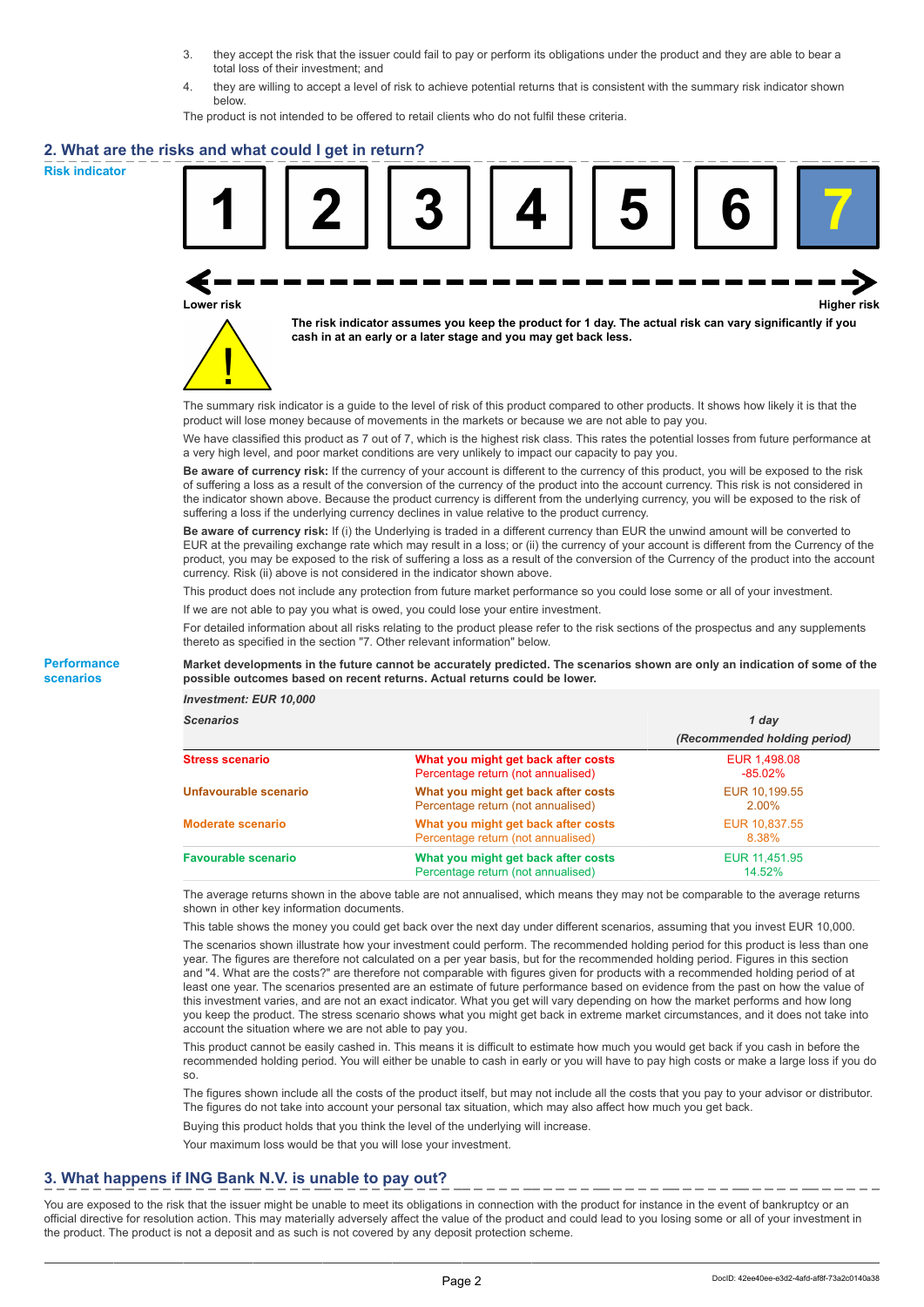3. they accept the risk that the issuer could fail to pay or perform its obligations under the product and they are able to bear a total loss of their investment; and
4. they are willing to accept a level of risk to achieve potential returns that is consistent with the summary risk indicator shown below.

The product is not intended to be offered to retail clients who do not fulfil these criteria.

## 2. What are the risks and what could I get in return?

**Risk indicator**

| 1 | 2 | 3 | 4 | 5 | 6 | **7** |
|---|---|---|---|---|---|---|

Lower risk — Higher risk

**The risk indicator assumes you keep the product for 1 day. The actual risk can vary significantly if you cash in at an early or a later stage and you may get back less.**

The summary risk indicator is a guide to the level of risk of this product compared to other products. It shows how likely it is that the product will lose money because of movements in the markets or because we are not able to pay you.

We have classified this product as 7 out of 7, which is the highest risk class. This rates the potential losses from future performance at a very high level, and poor market conditions are very unlikely to impact our capacity to pay you.

**Be aware of currency risk:** If the currency of your account is different to the currency of this product, you will be exposed to the risk of suffering a loss as a result of the conversion of the currency of the product into the account currency. This risk is not considered in the indicator shown above. Because the product currency is different from the underlying currency, you will be exposed to the risk of suffering a loss if the underlying currency declines in value relative to the product currency.

**Be aware of currency risk:** If (i) the Underlying is traded in a different currency than EUR the unwind amount will be converted to EUR at the prevailing exchange rate which may result in a loss; or (ii) the currency of your account is different from the Currency of the product, you may be exposed to the risk of suffering a loss as a result of the conversion of the Currency of the product into the account currency. Risk (ii) above is not considered in the indicator shown above.

This product does not include any protection from future market performance so you could lose some or all of your investment.

If we are not able to pay you what is owed, you could lose your entire investment.

For detailed information about all risks relating to the product please refer to the risk sections of the prospectus and any supplements thereto as specified in the section "7. Other relevant information" below.

**Performance scenarios**

**Market developments in the future cannot be accurately predicted. The scenarios shown are only an indication of some of the possible outcomes based on recent returns. Actual returns could be lower.**

| *Investment: EUR 10,000* | | |
|---|---|---|
| ***Scenarios*** | | ***1 day (Recommended holding period)*** |
| **Stress scenario** | **What you might get back after costs**<br>Percentage return (not annualised) | EUR 1,498.08<br>-85.02% |
| **Unfavourable scenario** | **What you might get back after costs**<br>Percentage return (not annualised) | EUR 10,199.55<br>2.00% |
| **Moderate scenario** | **What you might get back after costs**<br>Percentage return (not annualised) | EUR 10,837.55<br>8.38% |
| **Favourable scenario** | **What you might get back after costs**<br>Percentage return (not annualised) | EUR 11,451.95<br>14.52% |

The average returns shown in the above table are not annualised, which means they may not be comparable to the average returns shown in other key information documents.

This table shows the money you could get back over the next day under different scenarios, assuming that you invest EUR 10,000.

The scenarios shown illustrate how your investment could perform. The recommended holding period for this product is less than one year. The figures are therefore not calculated on a per year basis, but for the recommended holding period. Figures in this section and "4. What are the costs?" are therefore not comparable with figures given for products with a recommended holding period of at least one year. The scenarios presented are an estimate of future performance based on evidence from the past on how the value of this investment varies, and are not an exact indicator. What you get will vary depending on how the market performs and how long you keep the product. The stress scenario shows what you might get back in extreme market circumstances, and it does not take into account the situation where we are not able to pay you.

This product cannot be easily cashed in. This means it is difficult to estimate how much you would get back if you cash in before the recommended holding period. You will either be unable to cash in early or you will have to pay high costs or make a large loss if you do so.

The figures shown include all the costs of the product itself, but may not include all the costs that you pay to your advisor or distributor. The figures do not take into account your personal tax situation, which may also affect how much you get back.

Buying this product holds that you think the level of the underlying will increase.

Your maximum loss would be that you will lose your investment.

## 3. What happens if ING Bank N.V. is unable to pay out?

You are exposed to the risk that the issuer might be unable to meet its obligations in connection with the product for instance in the event of bankruptcy or an official directive for resolution action. This may materially adversely affect the value of the product and could lead to you losing some or all of your investment in the product. The product is not a deposit and as such is not covered by any deposit protection scheme.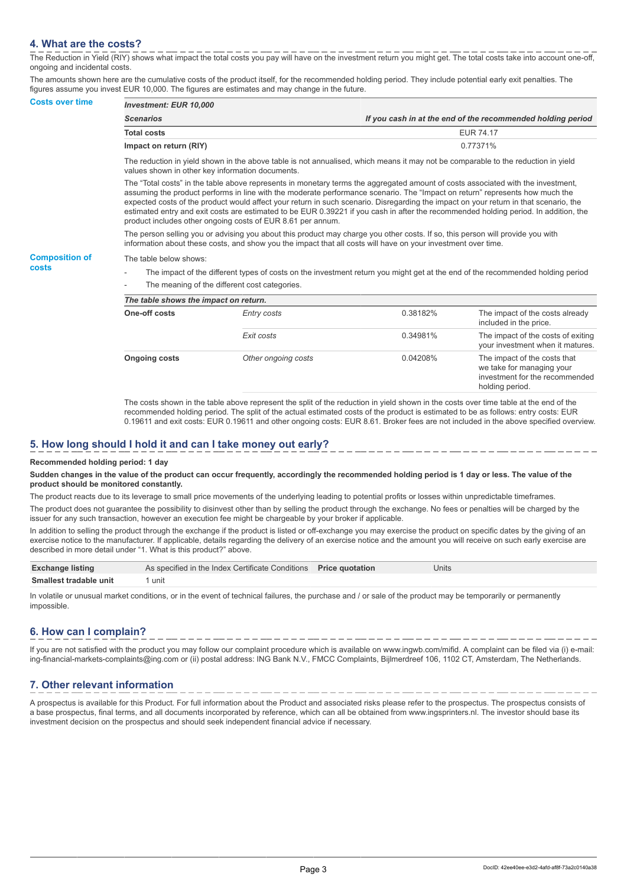## 4. What are the costs?

The Reduction in Yield (RIY) shows what impact the total costs you pay will have on the investment return you might get. The total costs take into account one-off, ongoing and incidental costs.

The amounts shown here are the cumulative costs of the product itself, for the recommended holding period. They include potential early exit penalties. The figures assume you invest EUR 10,000. The figures are estimates and may change in the future.

**Costs over time**

| *Investment: EUR 10,000* | |
|---|---|
| ***Scenarios*** | ***If you cash in at the end of the recommended holding period*** |
| **Total costs** | EUR 74.17 |
| **Impact on return (RIY)** | 0.77371% |

The reduction in yield shown in the above table is not annualised, which means it may not be comparable to the reduction in yield values shown in other key information documents.

The "Total costs" in the table above represents in monetary terms the aggregated amount of costs associated with the investment, assuming the product performs in line with the moderate performance scenario. The "Impact on return" represents how much the expected costs of the product would affect your return in such scenario. Disregarding the impact on your return in that scenario, the estimated entry and exit costs are estimated to be EUR 0.39221 if you cash in after the recommended holding period. In addition, the product includes other ongoing costs of EUR 8.61 per annum.

The person selling you or advising you about this product may charge you other costs. If so, this person will provide you with information about these costs, and show you the impact that all costs will have on your investment over time.

**Composition of costs**

The table below shows:

- The impact of the different types of costs on the investment return you might get at the end of the recommended holding period
- The meaning of the different cost categories.

| *The table shows the impact on return.* | | | |
|---|---|---|---|
| **One-off costs** | *Entry costs* | 0.38182% | The impact of the costs already included in the price. |
| | *Exit costs* | 0.34981% | The impact of the costs of exiting your investment when it matures. |
| **Ongoing costs** | *Other ongoing costs* | 0.04208% | The impact of the costs that we take for managing your investment for the recommended holding period. |

The costs shown in the table above represent the split of the reduction in yield shown in the costs over time table at the end of the recommended holding period. The split of the actual estimated costs of the product is estimated to be as follows: entry costs: EUR 0.19611 and exit costs: EUR 0.19611 and other ongoing costs: EUR 8.61. Broker fees are not included in the above specified overview.

## 5. How long should I hold it and can I take money out early?

**Recommended holding period: 1 day**

**Sudden changes in the value of the product can occur frequently, accordingly the recommended holding period is 1 day or less. The value of the product should be monitored constantly.**

The product reacts due to its leverage to small price movements of the underlying leading to potential profits or losses within unpredictable timeframes.

The product does not guarantee the possibility to disinvest other than by selling the product through the exchange. No fees or penalties will be charged by the issuer for any such transaction, however an execution fee might be chargeable by your broker if applicable.

In addition to selling the product through the exchange if the product is listed or off-exchange you may exercise the product on specific dates by the giving of an exercise notice to the manufacturer. If applicable, details regarding the delivery of an exercise notice and the amount you will receive on such early exercise are described in more detail under "1. What is this product?" above.

| | | | |
|---|---|---|---|
| **Exchange listing** | As specified in the Index Certificate Conditions | **Price quotation** | Units |
| **Smallest tradable unit** | 1 unit | | |

In volatile or unusual market conditions, or in the event of technical failures, the purchase and / or sale of the product may be temporarily or permanently impossible.

## 6. How can I complain?

If you are not satisfied with the product you may follow our complaint procedure which is available on www.ingwb.com/mifid. A complaint can be filed via (i) e-mail: ing-financial-markets-complaints@ing.com or (ii) postal address: ING Bank N.V., FMCC Complaints, Bijlmerdreef 106, 1102 CT, Amsterdam, The Netherlands.

## 7. Other relevant information

A prospectus is available for this Product. For full information about the Product and associated risks please refer to the prospectus. The prospectus consists of a base prospectus, final terms, and all documents incorporated by reference, which can all be obtained from www.ingsprinters.nl. The investor should base its investment decision on the prospectus and should seek independent financial advice if necessary.